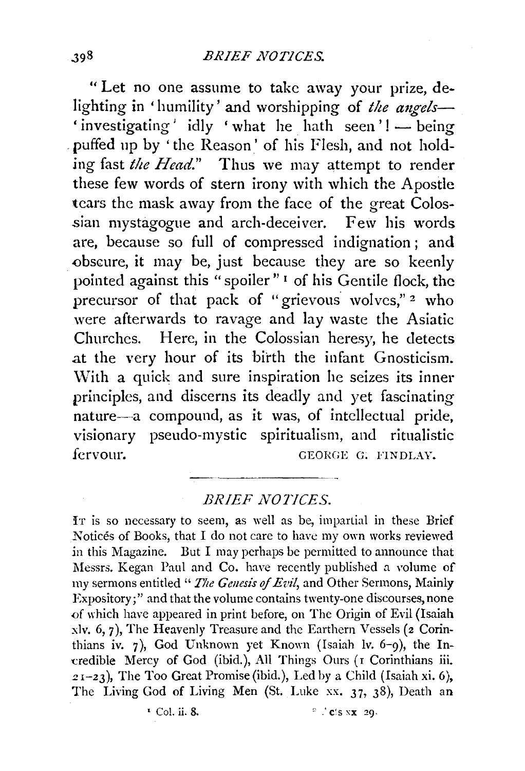"Let no one assume to take away your prize, delighting in 'humility' and worshipping of *the angels*— 'investigating' idly 'what he hath seen'! — being puffed up by 'the Reason' of his Flesh, and not holding fast *the Head*." Thus we may attempt to render these few words of stern irony with which the Apostle tears the mask away from the face of the great Colossian mystagogue and arch-deceiver. Few his words are, because so full of compressed indignation; and obscure, it may be, just because they are so keenly pointed against this "spoiler"[1] of his Gentile flock, the precursor of that pack of "grievous wolves,"[2] who were afterwards to ravage and lay waste the Asiatic Churches. Here, in the Colossian heresy, he detects at the very hour of its birth the infant Gnosticism. With a quick and sure inspiration he seizes its inner principles, and discerns its deadly and yet fascinating nature—a compound, as it was, of intellectual pride, visionary pseudo-mystic spiritualism, and ritualistic fervour.

GEORGE G. FINDLAY.

---

## *BRIEF NOTICES.*

It is so necessary to seem, as well as be, impartial in these Brief Noticés of Books, that I do not care to have my own works reviewed in this Magazine. But I may perhaps be permitted to announce that Messrs. Kegan Paul and Co. have recently published a volume of my sermons entitled "*The Genesis of Evil*, and Other Sermons, Mainly Expository;" and that the volume contains twenty-one discourses, none of which have appeared in print before, on The Origin of Evil (Isaiah xlv. 6, 7), The Heavenly Treasure and the Earthern Vessels (2 Corinthians iv. 7), God Unknown yet Known (Isaiah lv. 6–9), the Incredible Mercy of God (ibid.), All Things Ours (1 Corinthians iii. 21–23), The Too Great Promise (ibid.), Led by a Child (Isaiah xi. 6), The Living God of Living Men (St. Luke xx. 37, 38), Death an

[1] Col. ii. 8.  [2] Acts xx 29.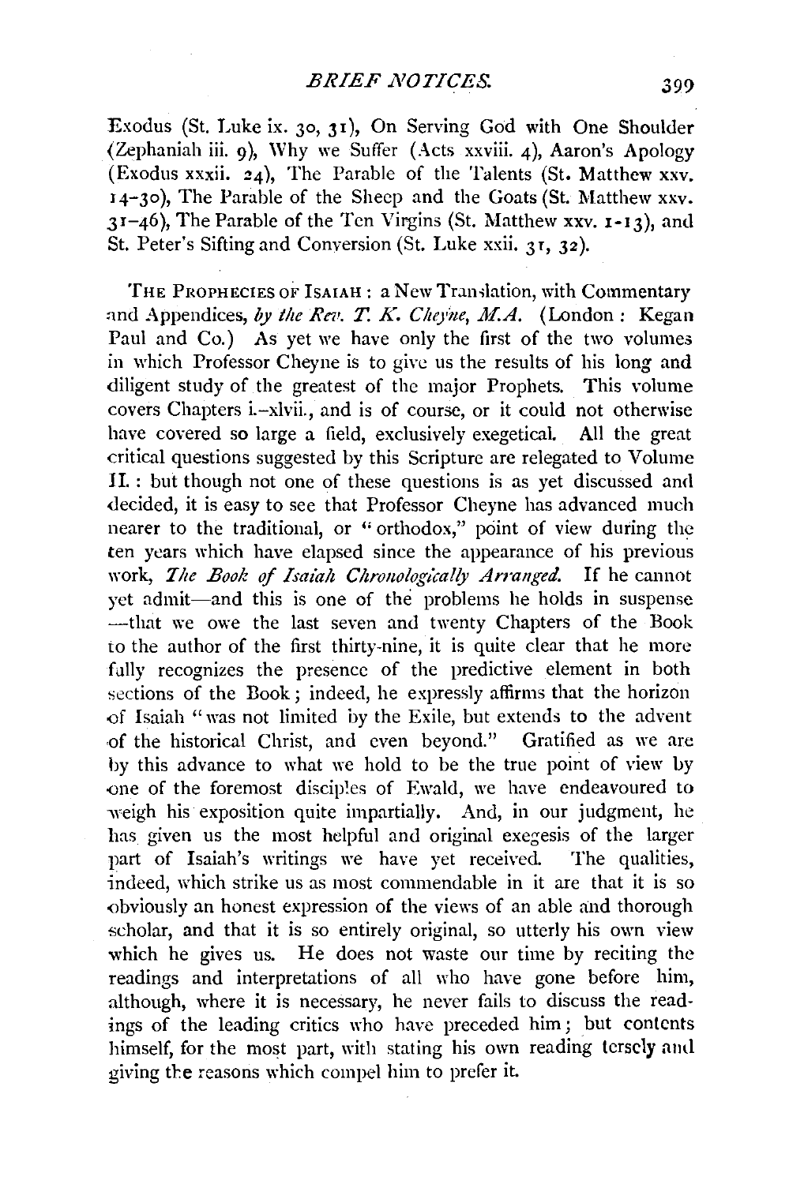Exodus (St. Luke ix. 30, 31), On Serving God with One Shoulder (Zephaniah iii. 9), Why we Suffer (Acts xxviii. 4), Aaron's Apology (Exodus xxxii. 24), The Parable of the Talents (St. Matthew xxv. 14–30), The Parable of the Sheep and the Goats (St. Matthew xxv. 31–46), The Parable of the Ten Virgins (St. Matthew xxv. 1-13), and St. Peter's Sifting and Conversion (St. Luke xxii. 31, 32).

THE PROPHECIES OF ISAIAH : a New Translation, with Commentary and Appendices, *by the Rev. T. K. Cheyne, M.A.* (London : Kegan Paul and Co.) As yet we have only the first of the two volumes in which Professor Cheyne is to give us the results of his long and diligent study of the greatest of the major Prophets. This volume covers Chapters i.–xlvii., and is of course, or it could not otherwise have covered so large a field, exclusively exegetical. All the great critical questions suggested by this Scripture are relegated to Volume II. : but though not one of these questions is as yet discussed and decided, it is easy to see that Professor Cheyne has advanced much nearer to the traditional, or "orthodox," point of view during the ten years which have elapsed since the appearance of his previous work, *The Book of Isaiah Chronologically Arranged.* If he cannot yet admit—and this is one of the problems he holds in suspense —that we owe the last seven and twenty Chapters of the Book to the author of the first thirty-nine, it is quite clear that he more fully recognizes the presence of the predictive element in both sections of the Book; indeed, he expressly affirms that the horizon of Isaiah "was not limited by the Exile, but extends to the advent of the historical Christ, and even beyond." Gratified as we are by this advance to what we hold to be the true point of view by one of the foremost disciples of Ewald, we have endeavoured to weigh his exposition quite impartially. And, in our judgment, he has given us the most helpful and original exegesis of the larger part of Isaiah's writings we have yet received. The qualities, indeed, which strike us as most commendable in it are that it is so obviously an honest expression of the views of an able and thorough scholar, and that it is so entirely original, so utterly his own view which he gives us. He does not waste our time by reciting the readings and interpretations of all who have gone before him, although, where it is necessary, he never fails to discuss the readings of the leading critics who have preceded him; but contents himself, for the most part, with stating his own reading tersely and giving the reasons which compel him to prefer it.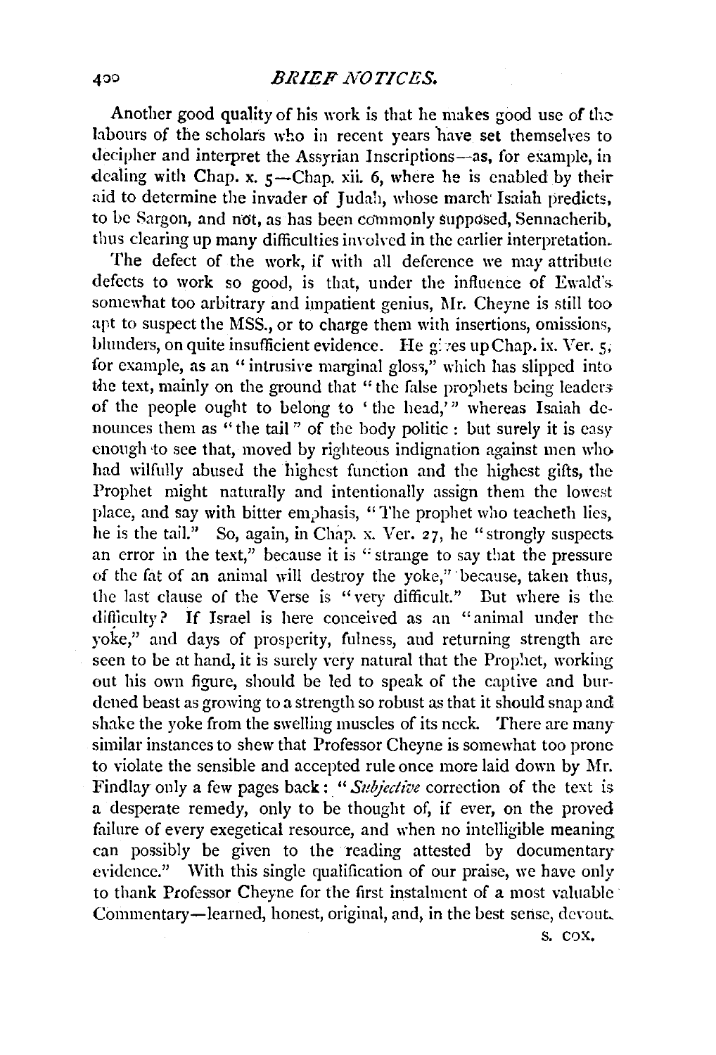Another good quality of his work is that he makes good use of the labours of the scholars who in recent years have set themselves to decipher and interpret the Assyrian Inscriptions—as, for example, in dealing with Chap. x. 5—Chap. xii. 6, where he is enabled by their aid to determine the invader of Judah, whose march Isaiah predicts, to be Sargon, and not, as has been commonly supposed, Sennacherib, thus clearing up many difficulties involved in the earlier interpretation.

The defect of the work, if with all deference we may attribute defects to work so good, is that, under the influence of Ewald's somewhat too arbitrary and impatient genius, Mr. Cheyne is still too apt to suspect the MSS., or to charge them with insertions, omissions, blunders, on quite insufficient evidence. He gives up Chap. ix. Ver. 5, for example, as an "intrusive marginal gloss," which has slipped into the text, mainly on the ground that "the false prophets being leaders of the people ought to belong to 'the head,'" whereas Isaiah denounces them as "the tail" of the body politic: but surely it is easy enough to see that, moved by righteous indignation against men who had wilfully abused the highest function and the highest gifts, the Prophet might naturally and intentionally assign them the lowest place, and say with bitter emphasis, "The prophet who teacheth lies, he is the tail." So, again, in Chap. x. Ver. 27, he "strongly suspects an error in the text," because it is "strange to say that the pressure of the fat of an animal will destroy the yoke," because, taken thus, the last clause of the Verse is "very difficult." But where is the difficulty? If Israel is here conceived as an "animal under the yoke," and days of prosperity, fulness, and returning strength are seen to be at hand, it is surely very natural that the Prophet, working out his own figure, should be led to speak of the captive and burdened beast as growing to a strength so robust as that it should snap and shake the yoke from the swelling muscles of its neck. There are many similar instances to shew that Professor Cheyne is somewhat too prone to violate the sensible and accepted rule once more laid down by Mr. Findlay only a few pages back: "*Subjective* correction of the text is a desperate remedy, only to be thought of, if ever, on the proved failure of every exegetical resource, and when no intelligible meaning can possibly be given to the reading attested by documentary evidence." With this single qualification of our praise, we have only to thank Professor Cheyne for the first instalment of a most valuable Commentary—learned, honest, original, and, in the best sense, devout.

S. COX.